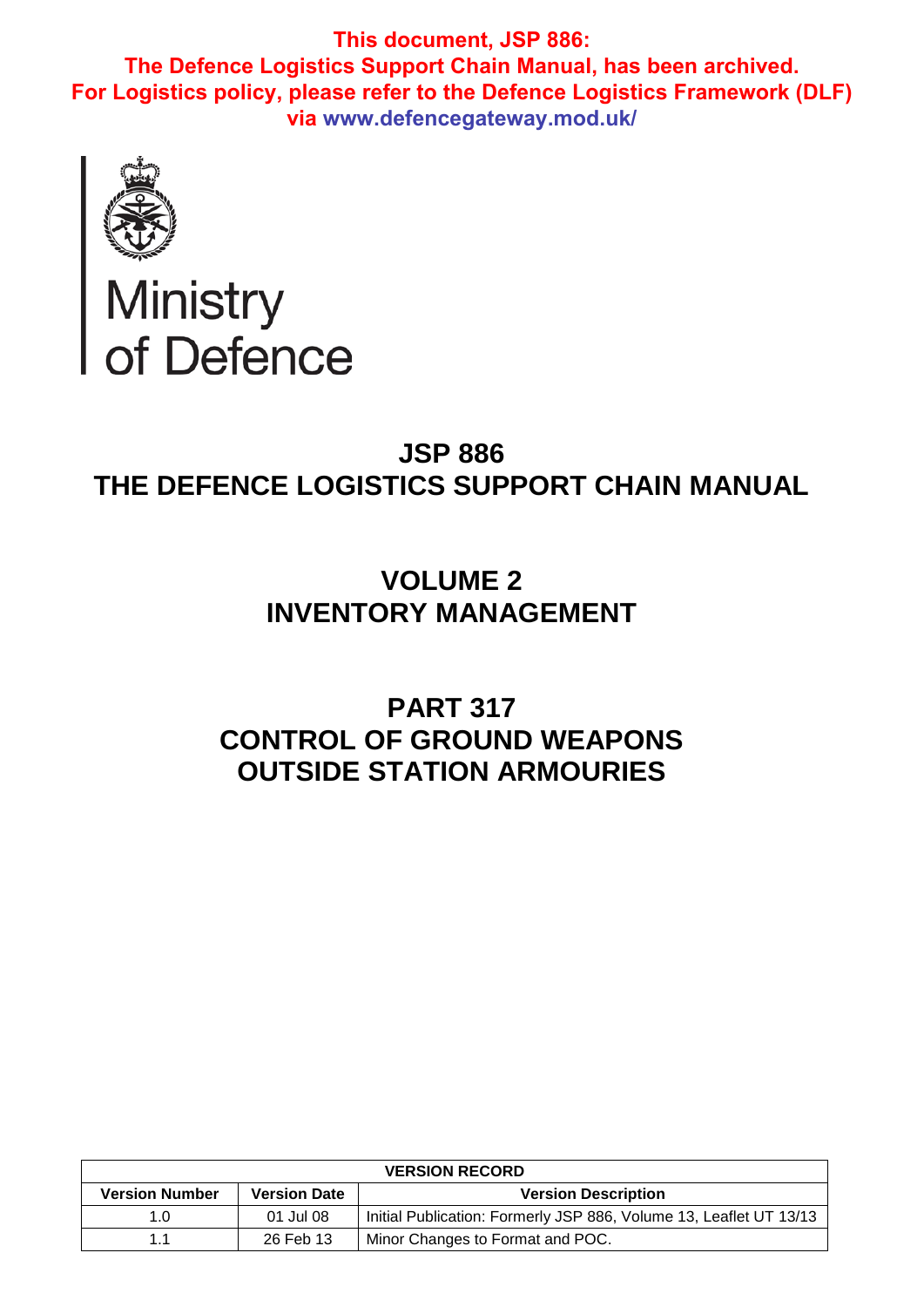**This document, JSP 886:**
**The Defence Logistics Support Chain Manual, has been archived.**
**For Logistics policy, please refer to the Defence Logistics Framework (DLF) via www.defencegateway.mod.uk/**

Ministry of Defence

# JSP 886
# THE DEFENCE LOGISTICS SUPPORT CHAIN MANUAL

## VOLUME 2
## INVENTORY MANAGEMENT

## PART 317
## CONTROL OF GROUND WEAPONS OUTSIDE STATION ARMOURIES

| VERSION RECORD | | |
|---|---|---|
| **Version Number** | **Version Date** | **Version Description** |
| 1.0 | 01 Jul 08 | Initial Publication: Formerly JSP 886, Volume 13, Leaflet UT 13/13 |
| 1.1 | 26 Feb 13 | Minor Changes to Format and POC. |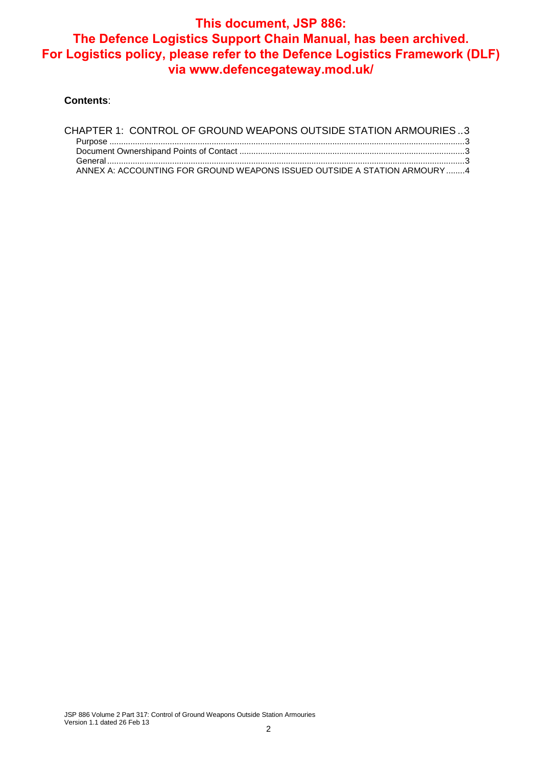**This document, JSP 886: The Defence Logistics Support Chain Manual, has been archived. For Logistics policy, please refer to the Defence Logistics Framework (DLF) via www.defencegateway.mod.uk/**

**Contents**:

CHAPTER 1: CONTROL OF GROUND WEAPONS OUTSIDE STATION ARMOURIES .. 3
- Purpose ........................................................................................................ 3
- Document Ownershipand Points of Contact ................................................ 3
- General ........................................................................................................ 3
- ANNEX A: ACCOUNTING FOR GROUND WEAPONS ISSUED OUTSIDE A STATION ARMOURY ........ 4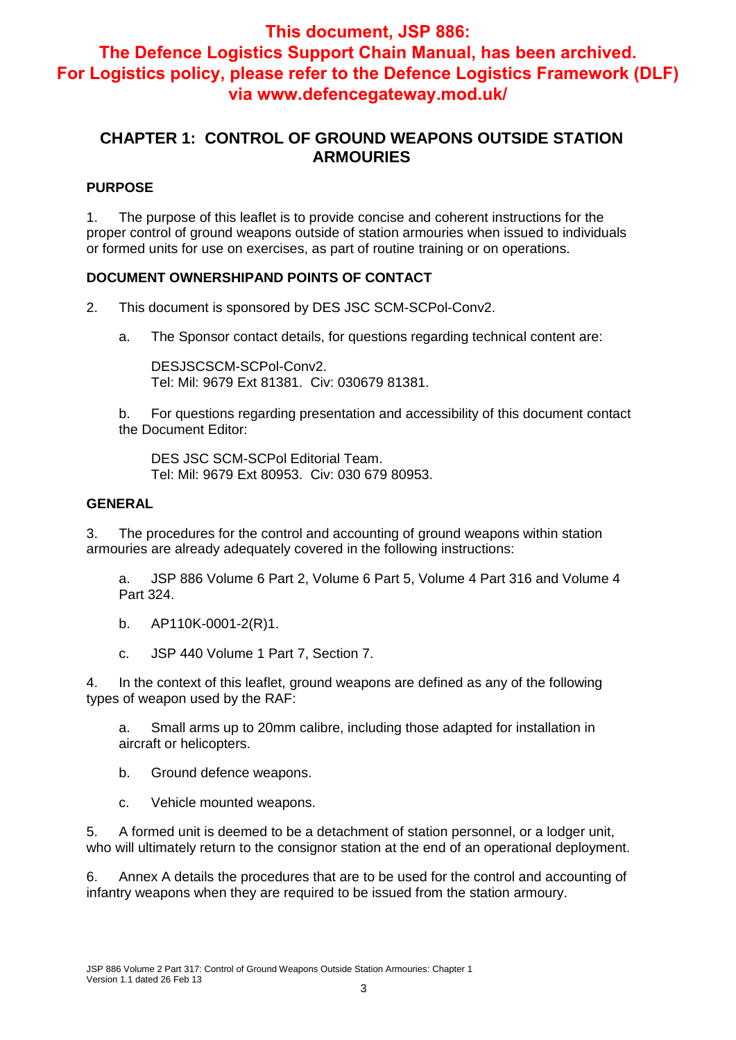**This document, JSP 886: The Defence Logistics Support Chain Manual, has been archived. For Logistics policy, please refer to the Defence Logistics Framework (DLF) via www.defencegateway.mod.uk/**

# CHAPTER 1: CONTROL OF GROUND WEAPONS OUTSIDE STATION ARMOURIES

## PURPOSE

1. The purpose of this leaflet is to provide concise and coherent instructions for the proper control of ground weapons outside of station armouries when issued to individuals or formed units for use on exercises, as part of routine training or on operations.

## DOCUMENT OWNERSHIPAND POINTS OF CONTACT

2. This document is sponsored by DES JSC SCM-SCPol-Conv2.

    a. The Sponsor contact details, for questions regarding technical content are:

        DESJSCSCM-SCPol-Conv2.
        Tel: Mil: 9679 Ext 81381. Civ: 030679 81381.

    b. For questions regarding presentation and accessibility of this document contact the Document Editor:

        DES JSC SCM-SCPol Editorial Team.
        Tel: Mil: 9679 Ext 80953. Civ: 030 679 80953.

## GENERAL

3. The procedures for the control and accounting of ground weapons within station armouries are already adequately covered in the following instructions:

    a. JSP 886 Volume 6 Part 2, Volume 6 Part 5, Volume 4 Part 316 and Volume 4 Part 324.

    b. AP110K-0001-2(R)1.

    c. JSP 440 Volume 1 Part 7, Section 7.

4. In the context of this leaflet, ground weapons are defined as any of the following types of weapon used by the RAF:

    a. Small arms up to 20mm calibre, including those adapted for installation in aircraft or helicopters.

    b. Ground defence weapons.

    c. Vehicle mounted weapons.

5. A formed unit is deemed to be a detachment of station personnel, or a lodger unit, who will ultimately return to the consignor station at the end of an operational deployment.

6. Annex A details the procedures that are to be used for the control and accounting of infantry weapons when they are required to be issued from the station armoury.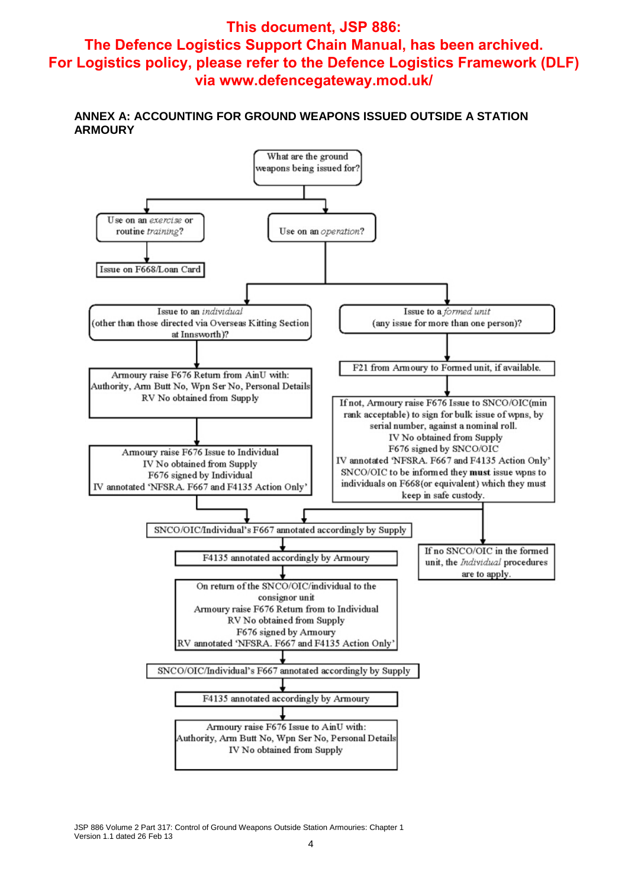**This document, JSP 886: The Defence Logistics Support Chain Manual, has been archived. For Logistics policy, please refer to the Defence Logistics Framework (DLF) via www.defencegateway.mod.uk/**

## ANNEX A: ACCOUNTING FOR GROUND WEAPONS ISSUED OUTSIDE A STATION ARMOURY

What are the ground weapons being issued for?

Use on an *exercise* or routine *training*?

Issue on F668/Loan Card

Use on an *operation*?

Issue to an *individual* (other than those directed via Overseas Kitting Section at Innsworth)?

Armoury raise F676 Return from AinU with: Authority, Arm Butt No, Wpn Ser No, Personal Details RV No obtained from Supply

Armoury raise F676 Issue to Individual IV No obtained from Supply F676 signed by Individual IV annotated 'NFSRA. F667 and F4135 Action Only'

Issue to a *formed unit* (any issue for more than one person)?

F21 from Armoury to Formed unit, if available.

If not, Armoury raise F676 Issue to SNCO/OIC(min rank acceptable) to sign for bulk issue of wpns, by serial number, against a nominal roll. IV No obtained from Supply F676 signed by SNCO/OIC IV annotated 'NFSRA. F667 and F4135 Action Only' SNCO/OIC to be informed they **must** issue wpns to individuals on F668(or equivalent) which they must keep in safe custody.

If no SNCO/OIC in the formed unit, the *Individual* procedures are to apply.

SNCO/OIC/Individual's F667 annotated accordingly by Supply

F4135 annotated accordingly by Armoury

On return of the SNCO/OIC/individual to the consignor unit Armoury raise F676 Return from to Individual RV No obtained from Supply F676 signed by Armoury RV annotated 'NFSRA. F667 and F4135 Action Only'

SNCO/OIC/Individual's F667 annotated accordingly by Supply

F4135 annotated accordingly by Armoury

Armoury raise F676 Issue to AinU with: Authority, Arm Butt No, Wpn Ser No, Personal Details IV No obtained from Supply

JSP 886 Volume 2 Part 317: Control of Ground Weapons Outside Station Armouries: Chapter 1
Version 1.1 dated 26 Feb 13